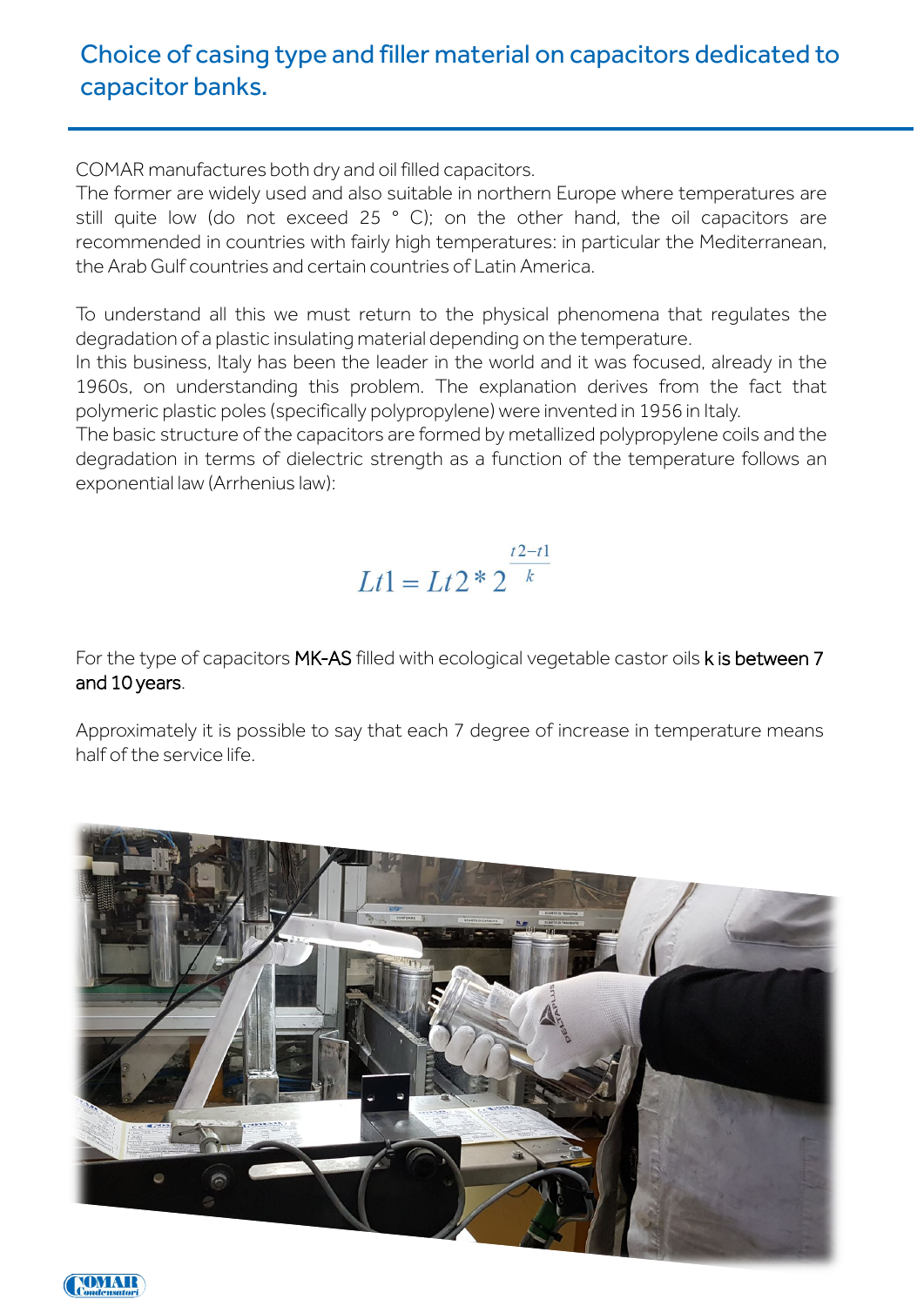# Choice of casing type and filler material on capacitors dedicated to capacitor banks.

COMAR manufactures both dry and oil filled capacitors.
The former are widely used and also suitable in northern Europe where temperatures are still quite low (do not exceed 25 ° C); on the other hand, the oil capacitors are recommended in countries with fairly high temperatures: in particular the Mediterranean, the Arab Gulf countries and certain countries of Latin America.

To understand all this we must return to the physical phenomena that regulates the degradation of a plastic insulating material depending on the temperature.
In this business, Italy has been the leader in the world and it was focused, already in the 1960s, on understanding this problem. The explanation derives from the fact that polymeric plastic poles (specifically polypropylene) were invented in 1956 in Italy.
The basic structure of the capacitors are formed by metallized polypropylene coils and the degradation in terms of dielectric strength as a function of the temperature follows an exponential law (Arrhenius law):

$$Lt1 = Lt2 * 2^{\frac{t2-t1}{k}}$$

For the type of capacitors **MK-AS** filled with ecological vegetable castor oils **k is between 7 and 10 years**.

Approximately it is possible to say that each 7 degree of increase in temperature means half of the service life.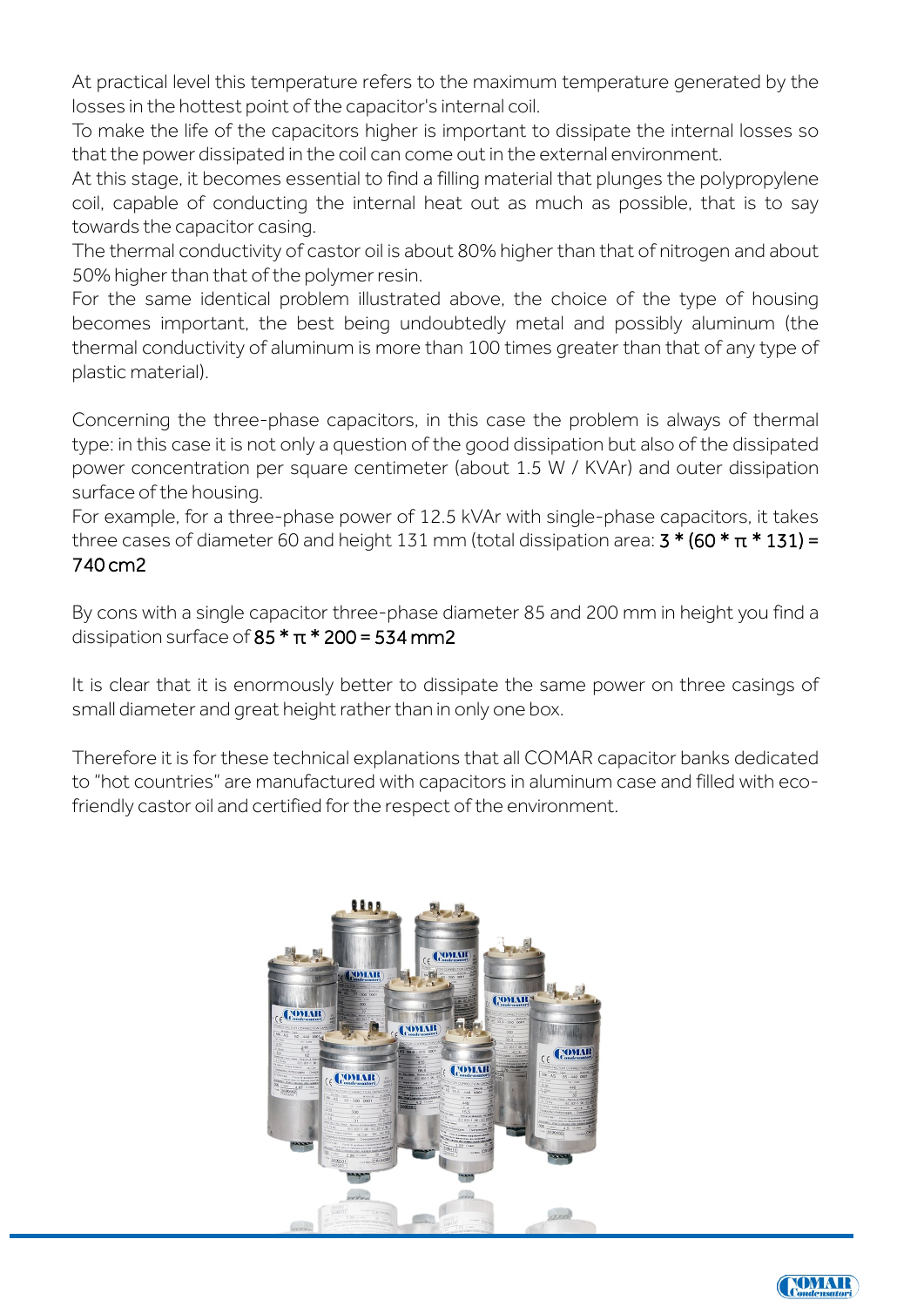At practical level this temperature refers to the maximum temperature generated by the losses in the hottest point of the capacitor's internal coil.

To make the life of the capacitors higher is important to dissipate the internal losses so that the power dissipated in the coil can come out in the external environment.

At this stage, it becomes essential to find a filling material that plunges the polypropylene coil, capable of conducting the internal heat out as much as possible, that is to say towards the capacitor casing.

The thermal conductivity of castor oil is about 80% higher than that of nitrogen and about 50% higher than that of the polymer resin.

For the same identical problem illustrated above, the choice of the type of housing becomes important, the best being undoubtedly metal and possibly aluminum (the thermal conductivity of aluminum is more than 100 times greater than that of any type of plastic material).

Concerning the three-phase capacitors, in this case the problem is always of thermal type: in this case it is not only a question of the good dissipation but also of the dissipated power concentration per square centimeter (about 1.5 W / KVAr) and outer dissipation surface of the housing.

For example, for a three-phase power of 12.5 kVAr with single-phase capacitors, it takes three cases of diameter 60 and height 131 mm (total dissipation area: $3 * (60 * \pi * 131) = 740 \text{ cm2}$

By cons with a single capacitor three-phase diameter 85 and 200 mm in height you find a dissipation surface of $85 * \pi * 200 = 534 \text{ mm2}$

It is clear that it is enormously better to dissipate the same power on three casings of small diameter and great height rather than in only one box.

Therefore it is for these technical explanations that all COMAR capacitor banks dedicated to "hot countries" are manufactured with capacitors in aluminum case and filled with eco-friendly castor oil and certified for the respect of the environment.